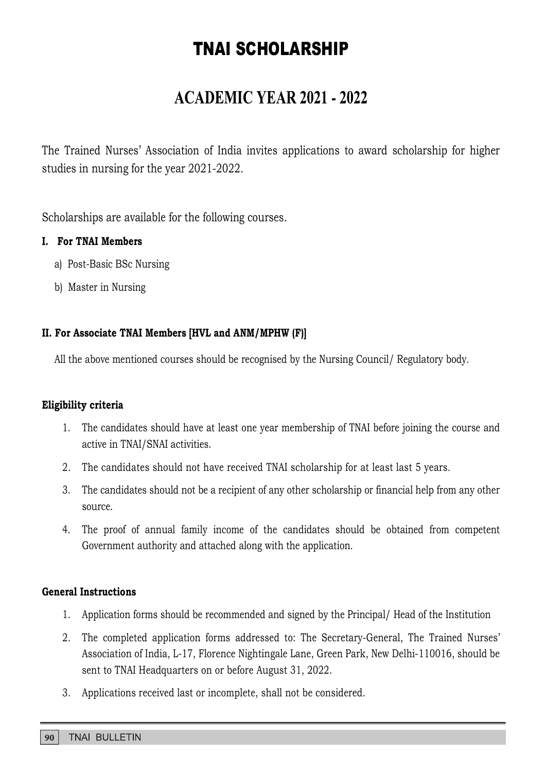# TNAI SCHOLARSHIP

## ACADEMIC YEAR 2021 - 2022

The Trained Nurses' Association of India invites applications to award scholarship for higher studies in nursing for the year 2021-2022.

Scholarships are available for the following courses.

**I. For TNAI Members**

a) Post-Basic BSc Nursing

b) Master in Nursing

**II. For Associate TNAI Members [HVL and ANM/MPHW (F)]**

All the above mentioned courses should be recognised by the Nursing Council/ Regulatory body.

**Eligibility criteria**

1. The candidates should have at least one year membership of TNAI before joining the course and active in TNAI/SNAI activities.
2. The candidates should not have received TNAI scholarship for at least last 5 years.
3. The candidates should not be a recipient of any other scholarship or financial help from any other source.
4. The proof of annual family income of the candidates should be obtained from competent Government authority and attached along with the application.

**General Instructions**

1. Application forms should be recommended and signed by the Principal/ Head of the Institution
2. The completed application forms addressed to: The Secretary-General, The Trained Nurses' Association of India, L-17, Florence Nightingale Lane, Green Park, New Delhi-110016, should be sent to TNAI Headquarters on or before August 31, 2022.
3. Applications received last or incomplete, shall not be considered.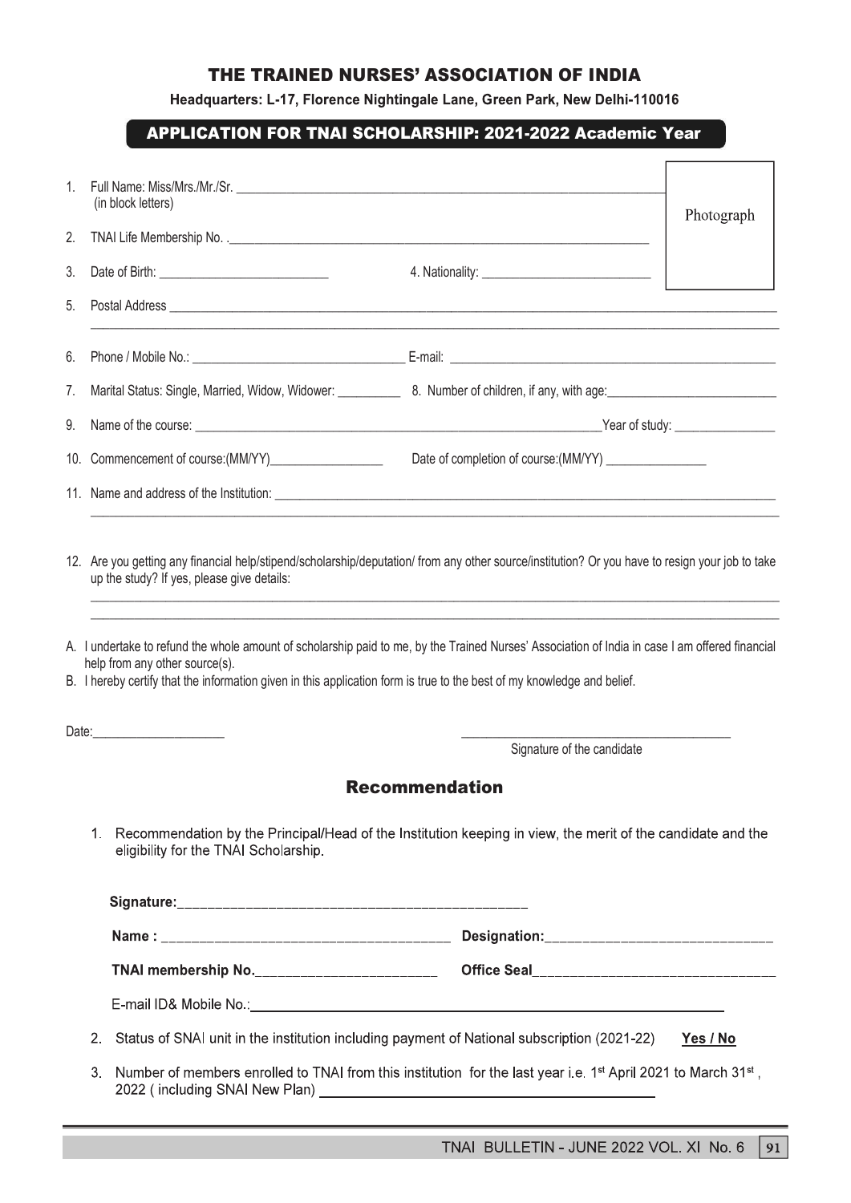# THE TRAINED NURSES' ASSOCIATION OF INDIA

**Headquarters: L-17, Florence Nightingale Lane, Green Park, New Delhi-110016**

## APPLICATION FOR TNAI SCHOLARSHIP: 2021-2022 Academic Year

Photograph

1. Full Name: Miss/Mrs./Mr./Sr. ______________________________
   (in block letters)
2. TNAI Life Membership No. ______________________________
3. Date of Birth: ______________ 4. Nationality: ______________
5. Postal Address ______________________________
6. Phone / Mobile No.: ______________ E-mail: ______________
7. Marital Status: Single, Married, Widow, Widower: __________ 8. Number of children, if any, with age: ______________
9. Name of the course: ______________________________ Year of study: ______________
10. Commencement of course:(MM/YY) ______________ Date of completion of course:(MM/YY) ______________
11. Name and address of the Institution: ______________________________
12. Are you getting any financial help/stipend/scholarship/deputation/ from any other source/institution? Or you have to resign your job to take up the study? If yes, please give details:

______________________________

A. I undertake to refund the whole amount of scholarship paid to me, by the Trained Nurses' Association of India in case I am offered financial help from any other source(s).

B. I hereby certify that the information given in this application form is true to the best of my knowledge and belief.

Date: ______________

______________________________
Signature of the candidate

## Recommendation

1. Recommendation by the Principal/Head of the Institution keeping in view, the merit of the candidate and the eligibility for the TNAI Scholarship.

   **Signature:** ______________________________

   **Name :** ______________________________ **Designation:** ______________________________

   **TNAI membership No.** ______________________________ **Office Seal** ______________________________

   E-mail ID& Mobile No.: ______________________________

2. Status of SNAI unit in the institution including payment of National subscription (2021-22) **Yes / No**
3. Number of members enrolled to TNAI from this institution for the last year i.e. 1st April 2021 to March 31st, 2022 ( including SNAI New Plan) ______________________________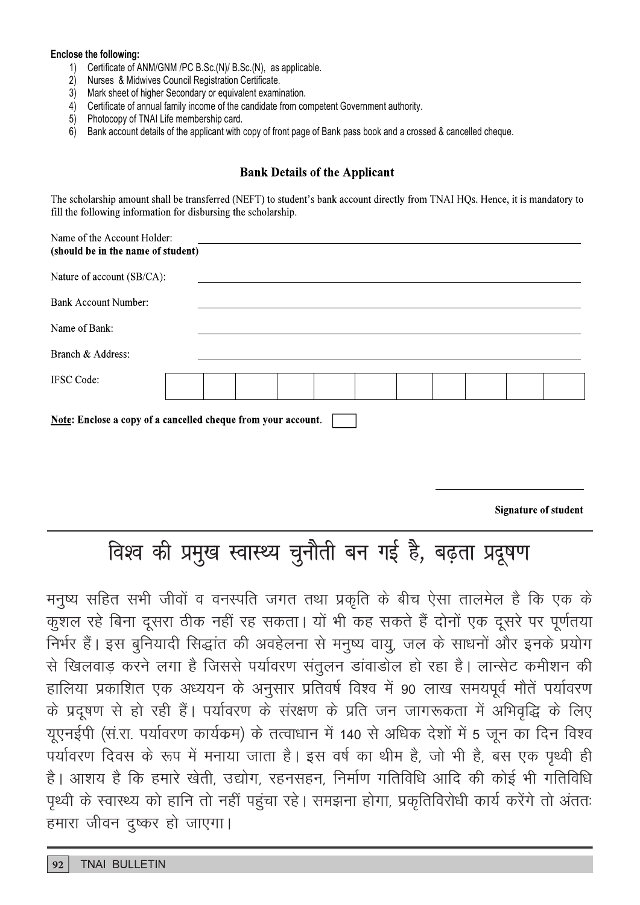**Enclose the following:**

1) Certificate of ANM/GNM /PC B.Sc.(N)/ B.Sc.(N), as applicable.
2) Nurses & Midwives Council Registration Certificate.
3) Mark sheet of higher Secondary or equivalent examination.
4) Certificate of annual family income of the candidate from competent Government authority.
5) Photocopy of TNAI Life membership card.
6) Bank account details of the applicant with copy of front page of Bank pass book and a crossed & cancelled cheque.

## Bank Details of the Applicant

The scholarship amount shall be transferred (NEFT) to student's bank account directly from TNAI HQs. Hence, it is mandatory to fill the following information for disbursing the scholarship.

Name of the Account Holder: ____________________
**(should be in the name of student)**

Nature of account (SB/CA): ____________________

Bank Account Number: ____________________

Name of Bank: ____________________

Branch & Address: ____________________

IFSC Code:

| | | | | | | | | | | |
|---|---|---|---|---|---|---|---|---|---|---|
| | | | | | | | | | | |

**Note: Enclose a copy of a cancelled cheque from your account.** ☐

____________________
**Signature of student**

# विश्व की प्रमुख स्वास्थ्य चुनौती बन गई है, बढ़ता प्रदूषण

मनुष्य सहित सभी जीवों व वनस्पति जगत तथा प्रकृति के बीच ऐसा तालमेल है कि एक के कुशल रहे बिना दूसरा ठीक नहीं रह सकता। यों भी कह सकते हैं दोनों एक दूसरे पर पूर्णतया निर्भर हैं। इस बुनियादी सिद्धांत की अवहेलना से मनुष्य वायु, जल के साधनों और इनके प्रयोग से खिलवाड़ करने लगा है जिससे पर्यावरण संतुलन डांवाडोल हो रहा है। लान्सेट कमीशन की हालिया प्रकाशित एक अध्ययन के अनुसार प्रतिवर्ष विश्व में 90 लाख समयपूर्व मौतें पर्यावरण के प्रदूषण से हो रही हैं। पर्यावरण के संरक्षण के प्रति जन जागरूकता में अभिवृद्धि के लिए यूएनईपी (सं.रा. पर्यावरण कार्यक्रम) के तत्वाधान में 140 से अधिक देशों में 5 जून का दिन विश्व पर्यावरण दिवस के रूप में मनाया जाता है। इस वर्ष का थीम है, जो भी है, बस एक पृथ्वी ही है। आशय है कि हमारे खेती, उद्योग, रहनसहन, निर्माण गतिविधि आदि की कोई भी गतिविधि पृथ्वी के स्वास्थ्य को हानि तो नहीं पहुंचा रहे। समझना होगा, प्रकृतिविरोधी कार्य करेंगे तो अंततः हमारा जीवन दुष्कर हो जाएगा।